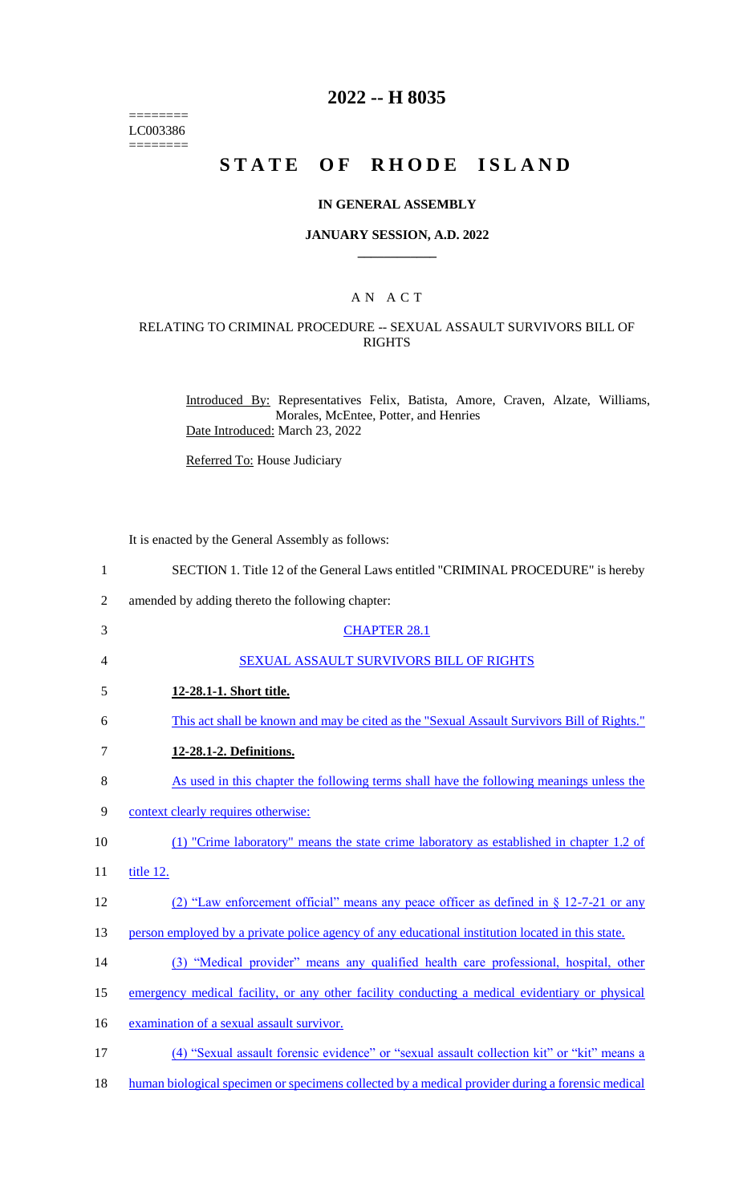========
LC003386
========

# 2022 -- H 8035

# STATE OF RHODE ISLAND

## IN GENERAL ASSEMBLY

### JANUARY SESSION, A.D. 2022

____________

## A N A C T

### RELATING TO CRIMINAL PROCEDURE -- SEXUAL ASSAULT SURVIVORS BILL OF RIGHTS

Introduced By: Representatives Felix, Batista, Amore, Craven, Alzate, Williams, Morales, McEntee, Potter, and Henries

Date Introduced: March 23, 2022

Referred To: House Judiciary

It is enacted by the General Assembly as follows:

1 SECTION 1. Title 12 of the General Laws entitled "CRIMINAL PROCEDURE" is hereby
2 amended by adding thereto the following chapter:

3 CHAPTER 28.1

4 SEXUAL ASSAULT SURVIVORS BILL OF RIGHTS

5 **12-28.1-1. Short title.**

6 This act shall be known and may be cited as the "Sexual Assault Survivors Bill of Rights."

7 **12-28.1-2. Definitions.**

8 As used in this chapter the following terms shall have the following meanings unless the
9 context clearly requires otherwise:

10 (1) "Crime laboratory" means the state crime laboratory as established in chapter 1.2 of
11 title 12.

12 (2) "Law enforcement official" means any peace officer as defined in § 12-7-21 or any
13 person employed by a private police agency of any educational institution located in this state.

14 (3) "Medical provider" means any qualified health care professional, hospital, other
15 emergency medical facility, or any other facility conducting a medical evidentiary or physical
16 examination of a sexual assault survivor.

17 (4) "Sexual assault forensic evidence" or "sexual assault collection kit" or "kit" means a
18 human biological specimen or specimens collected by a medical provider during a forensic medical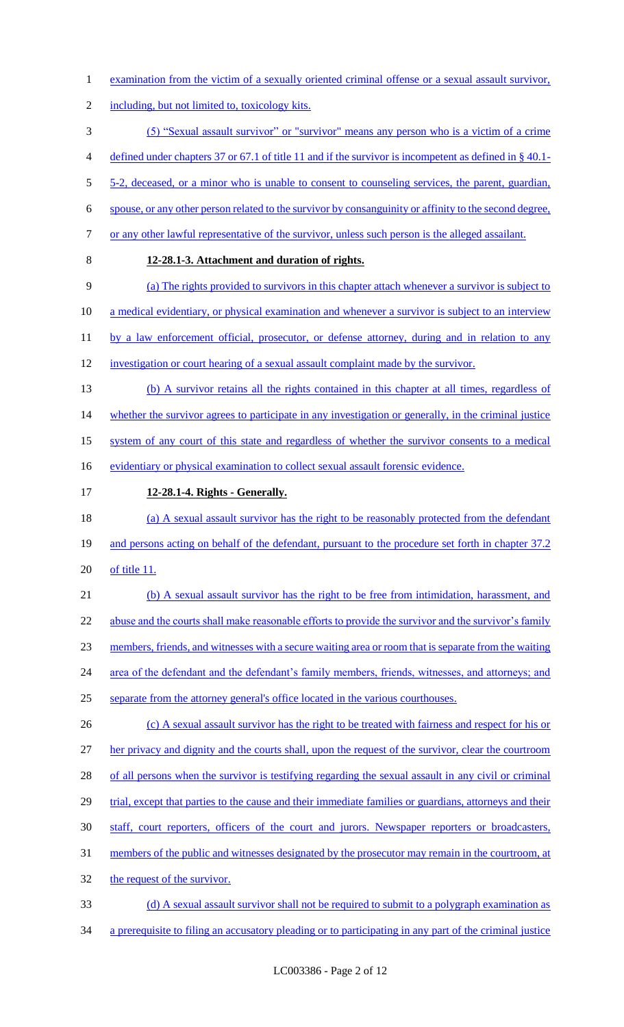examination from the victim of a sexually oriented criminal offense or a sexual assault survivor, including, but not limited to, toxicology kits.

(5) "Sexual assault survivor" or "survivor" means any person who is a victim of a crime defined under chapters 37 or 67.1 of title 11 and if the survivor is incompetent as defined in § 40.1-5-2, deceased, or a minor who is unable to consent to counseling services, the parent, guardian, spouse, or any other person related to the survivor by consanguinity or affinity to the second degree, or any other lawful representative of the survivor, unless such person is the alleged assailant.

**12-28.1-3. Attachment and duration of rights.**

(a) The rights provided to survivors in this chapter attach whenever a survivor is subject to a medical evidentiary, or physical examination and whenever a survivor is subject to an interview by a law enforcement official, prosecutor, or defense attorney, during and in relation to any investigation or court hearing of a sexual assault complaint made by the survivor.

(b) A survivor retains all the rights contained in this chapter at all times, regardless of whether the survivor agrees to participate in any investigation or generally, in the criminal justice system of any court of this state and regardless of whether the survivor consents to a medical evidentiary or physical examination to collect sexual assault forensic evidence.

**12-28.1-4. Rights - Generally.**

(a) A sexual assault survivor has the right to be reasonably protected from the defendant and persons acting on behalf of the defendant, pursuant to the procedure set forth in chapter 37.2 of title 11.

(b) A sexual assault survivor has the right to be free from intimidation, harassment, and abuse and the courts shall make reasonable efforts to provide the survivor and the survivor's family members, friends, and witnesses with a secure waiting area or room that is separate from the waiting area of the defendant and the defendant's family members, friends, witnesses, and attorneys; and separate from the attorney general's office located in the various courthouses.

(c) A sexual assault survivor has the right to be treated with fairness and respect for his or her privacy and dignity and the courts shall, upon the request of the survivor, clear the courtroom of all persons when the survivor is testifying regarding the sexual assault in any civil or criminal trial, except that parties to the cause and their immediate families or guardians, attorneys and their staff, court reporters, officers of the court and jurors. Newspaper reporters or broadcasters, members of the public and witnesses designated by the prosecutor may remain in the courtroom, at the request of the survivor.

(d) A sexual assault survivor shall not be required to submit to a polygraph examination as a prerequisite to filing an accusatory pleading or to participating in any part of the criminal justice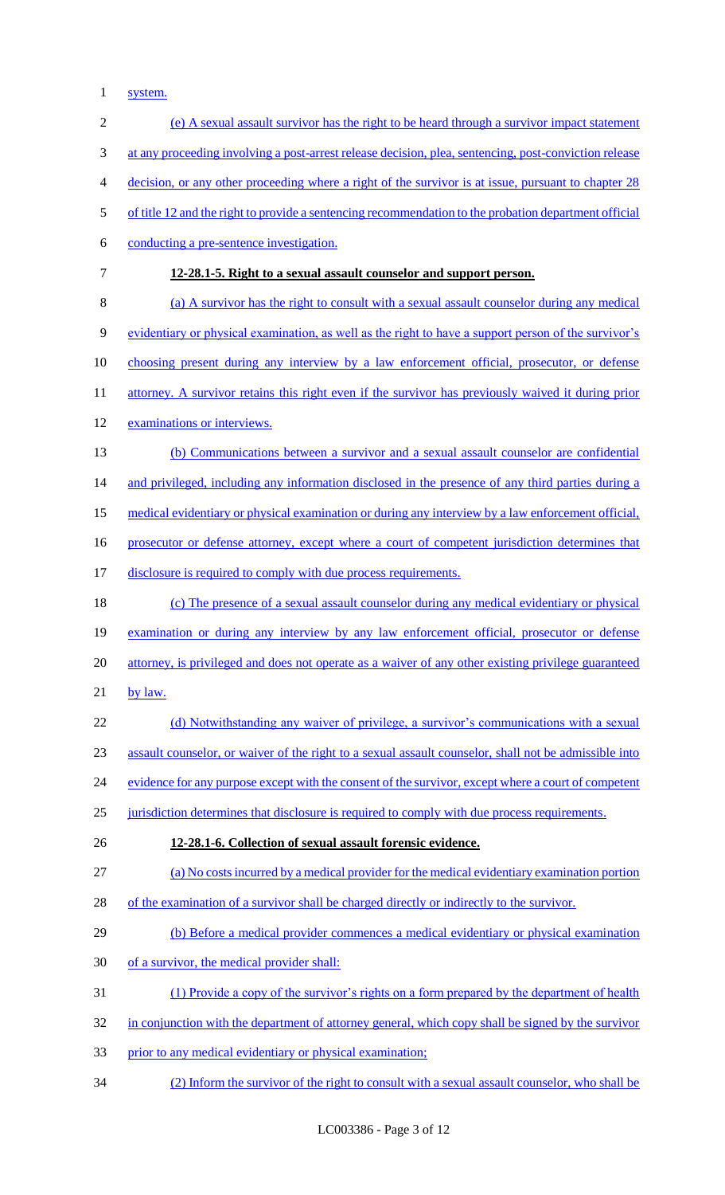system.

(e) A sexual assault survivor has the right to be heard through a survivor impact statement at any proceeding involving a post-arrest release decision, plea, sentencing, post-conviction release decision, or any other proceeding where a right of the survivor is at issue, pursuant to chapter 28 of title 12 and the right to provide a sentencing recommendation to the probation department official conducting a pre-sentence investigation.

**12-28.1-5. Right to a sexual assault counselor and support person.**

(a) A survivor has the right to consult with a sexual assault counselor during any medical evidentiary or physical examination, as well as the right to have a support person of the survivor's choosing present during any interview by a law enforcement official, prosecutor, or defense attorney. A survivor retains this right even if the survivor has previously waived it during prior examinations or interviews.

(b) Communications between a survivor and a sexual assault counselor are confidential and privileged, including any information disclosed in the presence of any third parties during a medical evidentiary or physical examination or during any interview by a law enforcement official, prosecutor or defense attorney, except where a court of competent jurisdiction determines that disclosure is required to comply with due process requirements.

(c) The presence of a sexual assault counselor during any medical evidentiary or physical examination or during any interview by any law enforcement official, prosecutor or defense attorney, is privileged and does not operate as a waiver of any other existing privilege guaranteed by law.

(d) Notwithstanding any waiver of privilege, a survivor's communications with a sexual assault counselor, or waiver of the right to a sexual assault counselor, shall not be admissible into evidence for any purpose except with the consent of the survivor, except where a court of competent jurisdiction determines that disclosure is required to comply with due process requirements.

**12-28.1-6. Collection of sexual assault forensic evidence.**

(a) No costs incurred by a medical provider for the medical evidentiary examination portion of the examination of a survivor shall be charged directly or indirectly to the survivor.

(b) Before a medical provider commences a medical evidentiary or physical examination of a survivor, the medical provider shall:

(1) Provide a copy of the survivor's rights on a form prepared by the department of health in conjunction with the department of attorney general, which copy shall be signed by the survivor prior to any medical evidentiary or physical examination;

(2) Inform the survivor of the right to consult with a sexual assault counselor, who shall be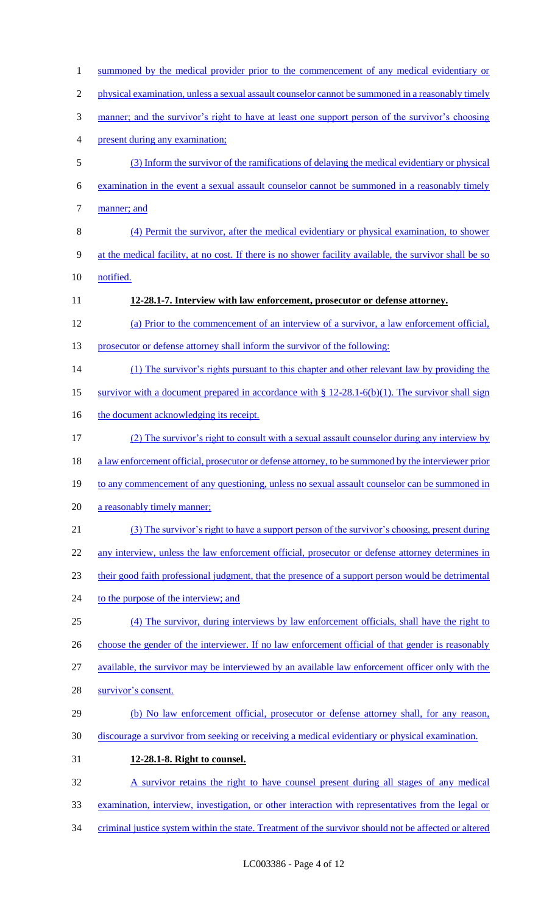summoned by the medical provider prior to the commencement of any medical evidentiary or physical examination, unless a sexual assault counselor cannot be summoned in a reasonably timely manner; and the survivor's right to have at least one support person of the survivor's choosing present during any examination;

(3) Inform the survivor of the ramifications of delaying the medical evidentiary or physical examination in the event a sexual assault counselor cannot be summoned in a reasonably timely manner; and

(4) Permit the survivor, after the medical evidentiary or physical examination, to shower at the medical facility, at no cost. If there is no shower facility available, the survivor shall be so notified.

**12-28.1-7. Interview with law enforcement, prosecutor or defense attorney.**

(a) Prior to the commencement of an interview of a survivor, a law enforcement official, prosecutor or defense attorney shall inform the survivor of the following:

(1) The survivor's rights pursuant to this chapter and other relevant law by providing the survivor with a document prepared in accordance with § 12-28.1-6(b)(1). The survivor shall sign the document acknowledging its receipt.

(2) The survivor's right to consult with a sexual assault counselor during any interview by a law enforcement official, prosecutor or defense attorney, to be summoned by the interviewer prior to any commencement of any questioning, unless no sexual assault counselor can be summoned in a reasonably timely manner;

(3) The survivor's right to have a support person of the survivor's choosing, present during any interview, unless the law enforcement official, prosecutor or defense attorney determines in their good faith professional judgment, that the presence of a support person would be detrimental to the purpose of the interview; and

(4) The survivor, during interviews by law enforcement officials, shall have the right to choose the gender of the interviewer. If no law enforcement official of that gender is reasonably available, the survivor may be interviewed by an available law enforcement officer only with the survivor's consent.

(b) No law enforcement official, prosecutor or defense attorney shall, for any reason, discourage a survivor from seeking or receiving a medical evidentiary or physical examination.

**12-28.1-8. Right to counsel.**

A survivor retains the right to have counsel present during all stages of any medical examination, interview, investigation, or other interaction with representatives from the legal or criminal justice system within the state. Treatment of the survivor should not be affected or altered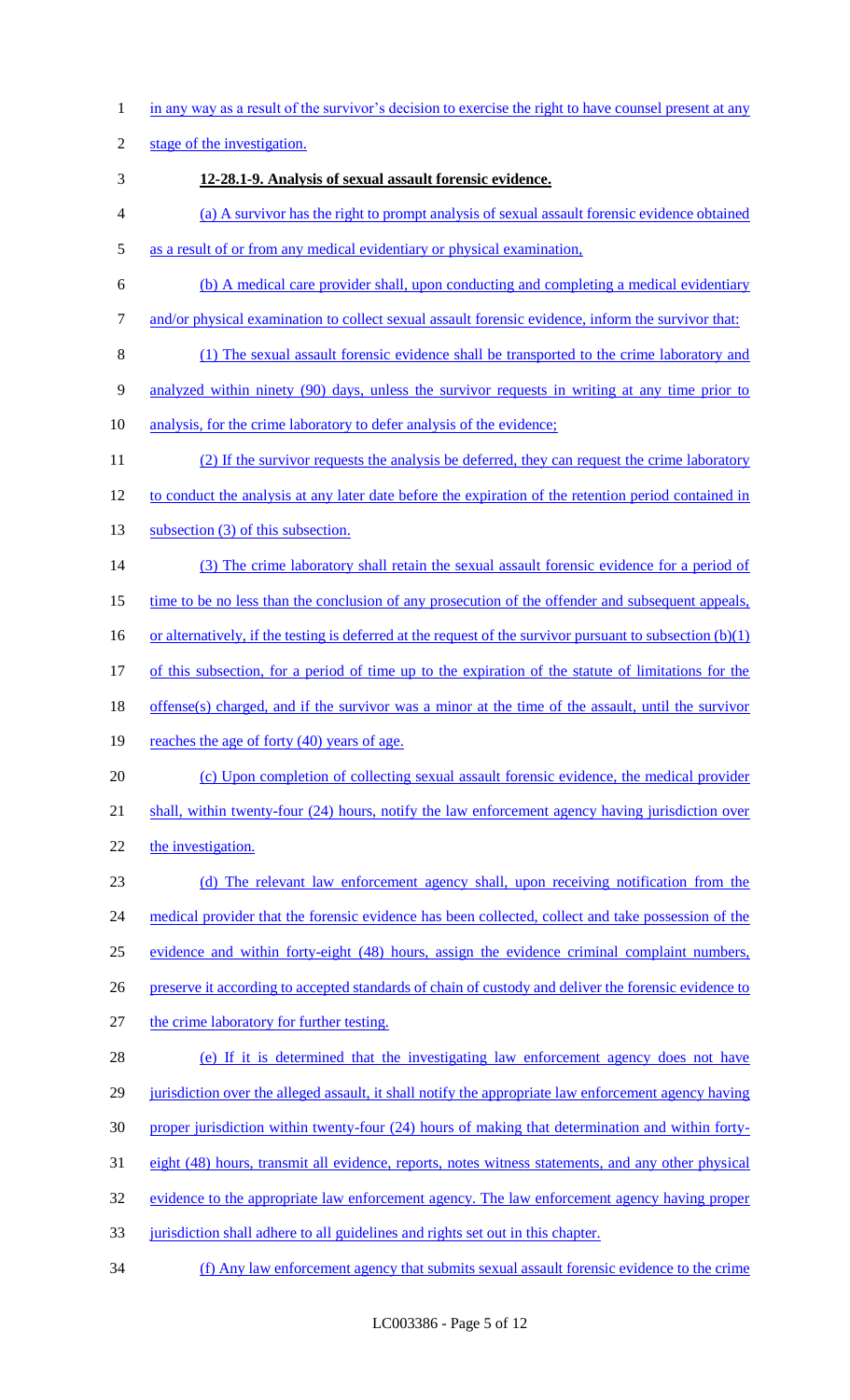in any way as a result of the survivor's decision to exercise the right to have counsel present at any stage of the investigation.

**12-28.1-9. Analysis of sexual assault forensic evidence.**

(a) A survivor has the right to prompt analysis of sexual assault forensic evidence obtained as a result of or from any medical evidentiary or physical examination,

(b) A medical care provider shall, upon conducting and completing a medical evidentiary and/or physical examination to collect sexual assault forensic evidence, inform the survivor that:

(1) The sexual assault forensic evidence shall be transported to the crime laboratory and analyzed within ninety (90) days, unless the survivor requests in writing at any time prior to analysis, for the crime laboratory to defer analysis of the evidence;

(2) If the survivor requests the analysis be deferred, they can request the crime laboratory to conduct the analysis at any later date before the expiration of the retention period contained in subsection (3) of this subsection.

(3) The crime laboratory shall retain the sexual assault forensic evidence for a period of time to be no less than the conclusion of any prosecution of the offender and subsequent appeals, or alternatively, if the testing is deferred at the request of the survivor pursuant to subsection (b)(1) of this subsection, for a period of time up to the expiration of the statute of limitations for the offense(s) charged, and if the survivor was a minor at the time of the assault, until the survivor reaches the age of forty (40) years of age.

(c) Upon completion of collecting sexual assault forensic evidence, the medical provider shall, within twenty-four (24) hours, notify the law enforcement agency having jurisdiction over the investigation.

(d) The relevant law enforcement agency shall, upon receiving notification from the medical provider that the forensic evidence has been collected, collect and take possession of the evidence and within forty-eight (48) hours, assign the evidence criminal complaint numbers, preserve it according to accepted standards of chain of custody and deliver the forensic evidence to the crime laboratory for further testing.

(e) If it is determined that the investigating law enforcement agency does not have jurisdiction over the alleged assault, it shall notify the appropriate law enforcement agency having proper jurisdiction within twenty-four (24) hours of making that determination and within forty-eight (48) hours, transmit all evidence, reports, notes witness statements, and any other physical evidence to the appropriate law enforcement agency. The law enforcement agency having proper jurisdiction shall adhere to all guidelines and rights set out in this chapter.

(f) Any law enforcement agency that submits sexual assault forensic evidence to the crime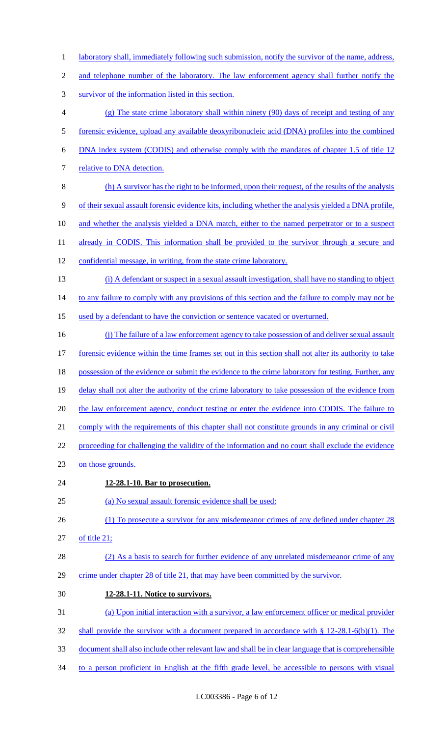laboratory shall, immediately following such submission, notify the survivor of the name, address, and telephone number of the laboratory. The law enforcement agency shall further notify the survivor of the information listed in this section.

(g) The state crime laboratory shall within ninety (90) days of receipt and testing of any forensic evidence, upload any available deoxyribonucleic acid (DNA) profiles into the combined DNA index system (CODIS) and otherwise comply with the mandates of chapter 1.5 of title 12 relative to DNA detection.

(h) A survivor has the right to be informed, upon their request, of the results of the analysis of their sexual assault forensic evidence kits, including whether the analysis yielded a DNA profile, and whether the analysis yielded a DNA match, either to the named perpetrator or to a suspect already in CODIS. This information shall be provided to the survivor through a secure and confidential message, in writing, from the state crime laboratory.

(i) A defendant or suspect in a sexual assault investigation, shall have no standing to object to any failure to comply with any provisions of this section and the failure to comply may not be used by a defendant to have the conviction or sentence vacated or overturned.

(j) The failure of a law enforcement agency to take possession of and deliver sexual assault forensic evidence within the time frames set out in this section shall not alter its authority to take possession of the evidence or submit the evidence to the crime laboratory for testing. Further, any delay shall not alter the authority of the crime laboratory to take possession of the evidence from the law enforcement agency, conduct testing or enter the evidence into CODIS. The failure to comply with the requirements of this chapter shall not constitute grounds in any criminal or civil proceeding for challenging the validity of the information and no court shall exclude the evidence on those grounds.

**12-28.1-10. Bar to prosecution.**

(a) No sexual assault forensic evidence shall be used:

(1) To prosecute a survivor for any misdemeanor crimes of any defined under chapter 28 of title 21;

(2) As a basis to search for further evidence of any unrelated misdemeanor crime of any crime under chapter 28 of title 21, that may have been committed by the survivor.

**12-28.1-11. Notice to survivors.**

(a) Upon initial interaction with a survivor, a law enforcement officer or medical provider shall provide the survivor with a document prepared in accordance with § 12-28.1-6(b)(1). The document shall also include other relevant law and shall be in clear language that is comprehensible to a person proficient in English at the fifth grade level, be accessible to persons with visual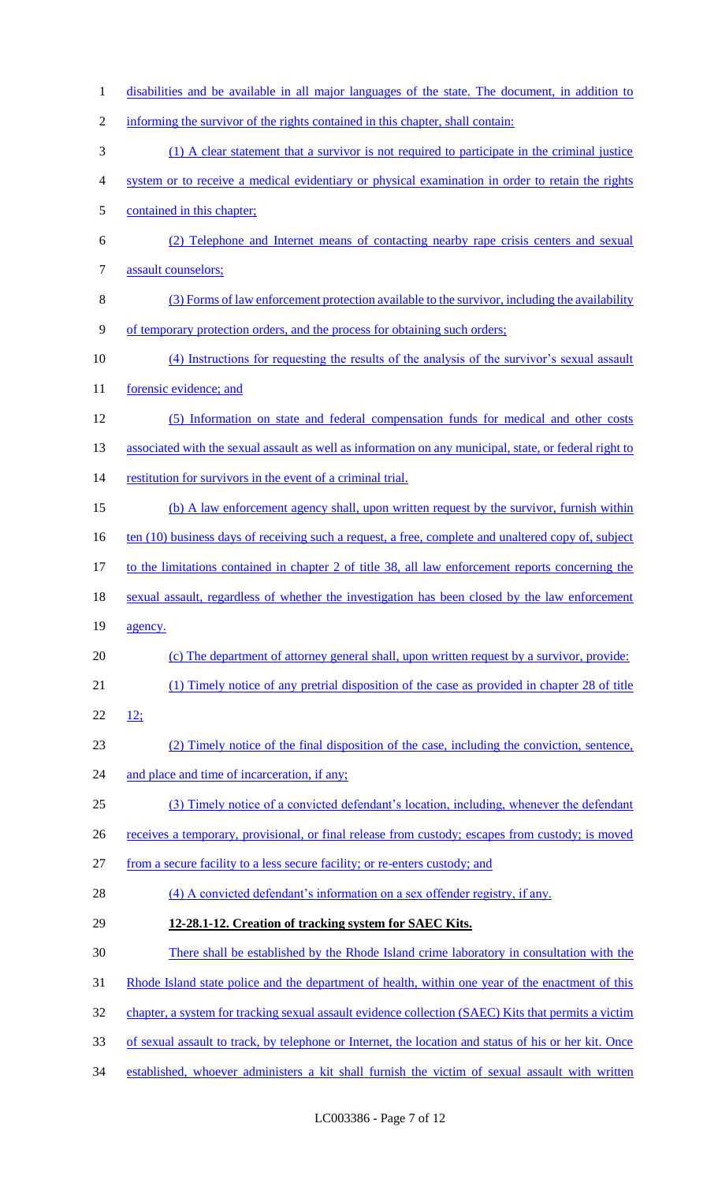disabilities and be available in all major languages of the state. The document, in addition to informing the survivor of the rights contained in this chapter, shall contain:

(1) A clear statement that a survivor is not required to participate in the criminal justice system or to receive a medical evidentiary or physical examination in order to retain the rights contained in this chapter;

(2) Telephone and Internet means of contacting nearby rape crisis centers and sexual assault counselors;

(3) Forms of law enforcement protection available to the survivor, including the availability of temporary protection orders, and the process for obtaining such orders;

(4) Instructions for requesting the results of the analysis of the survivor's sexual assault forensic evidence; and

(5) Information on state and federal compensation funds for medical and other costs associated with the sexual assault as well as information on any municipal, state, or federal right to restitution for survivors in the event of a criminal trial.

(b) A law enforcement agency shall, upon written request by the survivor, furnish within ten (10) business days of receiving such a request, a free, complete and unaltered copy of, subject to the limitations contained in chapter 2 of title 38, all law enforcement reports concerning the sexual assault, regardless of whether the investigation has been closed by the law enforcement agency.

(c) The department of attorney general shall, upon written request by a survivor, provide:

(1) Timely notice of any pretrial disposition of the case as provided in chapter 28 of title 12;

(2) Timely notice of the final disposition of the case, including the conviction, sentence, and place and time of incarceration, if any;

(3) Timely notice of a convicted defendant's location, including, whenever the defendant receives a temporary, provisional, or final release from custody; escapes from custody; is moved from a secure facility to a less secure facility; or re-enters custody; and

(4) A convicted defendant's information on a sex offender registry, if any.

**12-28.1-12. Creation of tracking system for SAEC Kits.**

There shall be established by the Rhode Island crime laboratory in consultation with the Rhode Island state police and the department of health, within one year of the enactment of this chapter, a system for tracking sexual assault evidence collection (SAEC) Kits that permits a victim of sexual assault to track, by telephone or Internet, the location and status of his or her kit. Once established, whoever administers a kit shall furnish the victim of sexual assault with written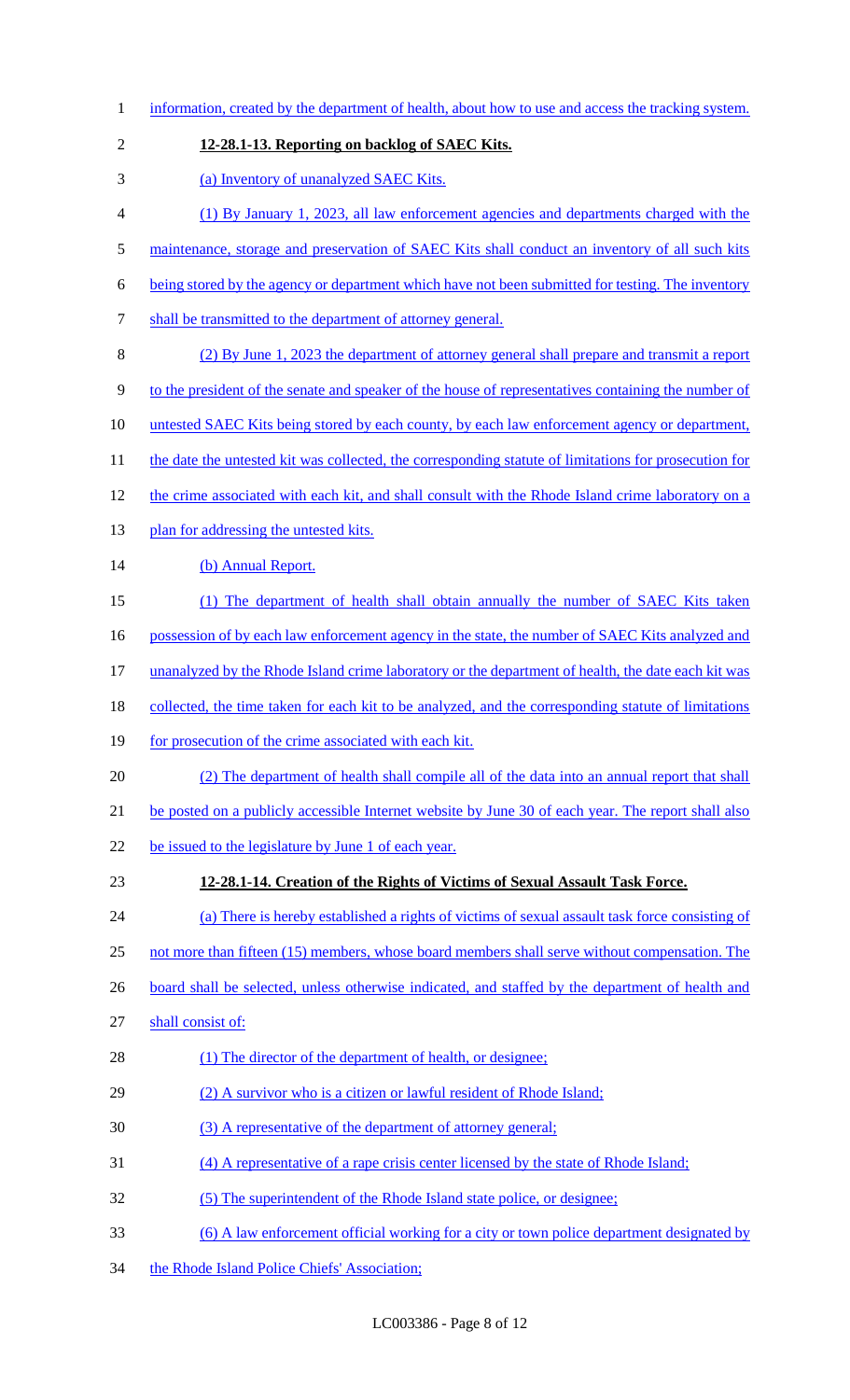information, created by the department of health, about how to use and access the tracking system.

**12-28.1-13. Reporting on backlog of SAEC Kits.**

(a) Inventory of unanalyzed SAEC Kits.

(1) By January 1, 2023, all law enforcement agencies and departments charged with the maintenance, storage and preservation of SAEC Kits shall conduct an inventory of all such kits being stored by the agency or department which have not been submitted for testing. The inventory shall be transmitted to the department of attorney general.

(2) By June 1, 2023 the department of attorney general shall prepare and transmit a report to the president of the senate and speaker of the house of representatives containing the number of untested SAEC Kits being stored by each county, by each law enforcement agency or department, the date the untested kit was collected, the corresponding statute of limitations for prosecution for the crime associated with each kit, and shall consult with the Rhode Island crime laboratory on a plan for addressing the untested kits.

(b) Annual Report.

(1) The department of health shall obtain annually the number of SAEC Kits taken possession of by each law enforcement agency in the state, the number of SAEC Kits analyzed and unanalyzed by the Rhode Island crime laboratory or the department of health, the date each kit was collected, the time taken for each kit to be analyzed, and the corresponding statute of limitations for prosecution of the crime associated with each kit.

(2) The department of health shall compile all of the data into an annual report that shall be posted on a publicly accessible Internet website by June 30 of each year. The report shall also be issued to the legislature by June 1 of each year.

**12-28.1-14. Creation of the Rights of Victims of Sexual Assault Task Force.**

(a) There is hereby established a rights of victims of sexual assault task force consisting of not more than fifteen (15) members, whose board members shall serve without compensation. The board shall be selected, unless otherwise indicated, and staffed by the department of health and shall consist of:

(1) The director of the department of health, or designee;

(2) A survivor who is a citizen or lawful resident of Rhode Island;

(3) A representative of the department of attorney general;

(4) A representative of a rape crisis center licensed by the state of Rhode Island;

(5) The superintendent of the Rhode Island state police, or designee;

(6) A law enforcement official working for a city or town police department designated by the Rhode Island Police Chiefs' Association;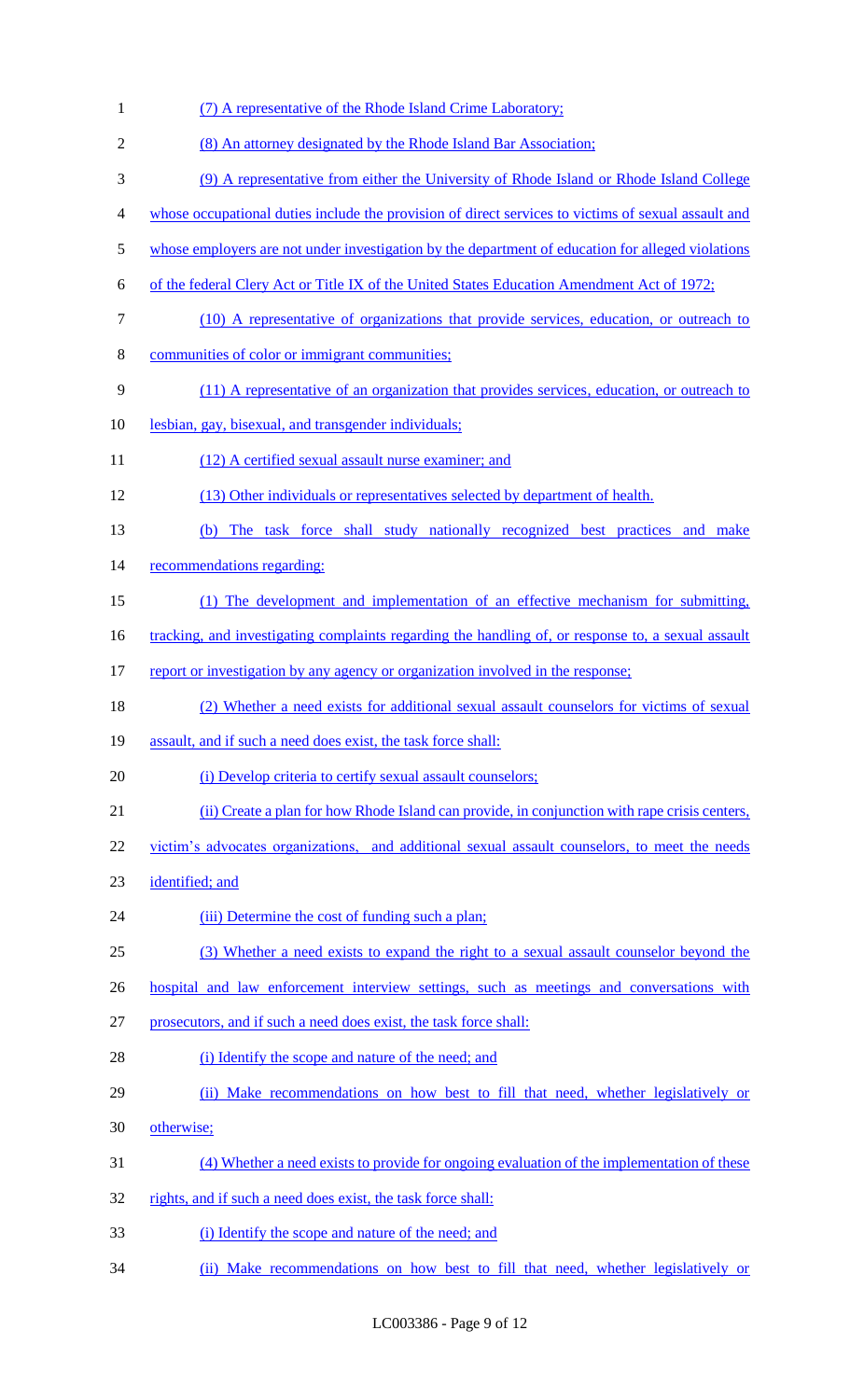(7) A representative of the Rhode Island Crime Laboratory;

(8) An attorney designated by the Rhode Island Bar Association;

(9) A representative from either the University of Rhode Island or Rhode Island College whose occupational duties include the provision of direct services to victims of sexual assault and whose employers are not under investigation by the department of education for alleged violations of the federal Clery Act or Title IX of the United States Education Amendment Act of 1972;

(10) A representative of organizations that provide services, education, or outreach to communities of color or immigrant communities;

(11) A representative of an organization that provides services, education, or outreach to lesbian, gay, bisexual, and transgender individuals;

(12) A certified sexual assault nurse examiner; and

(13) Other individuals or representatives selected by department of health.

(b) The task force shall study nationally recognized best practices and make recommendations regarding:

(1) The development and implementation of an effective mechanism for submitting, tracking, and investigating complaints regarding the handling of, or response to, a sexual assault report or investigation by any agency or organization involved in the response;

(2) Whether a need exists for additional sexual assault counselors for victims of sexual assault, and if such a need does exist, the task force shall:

(i) Develop criteria to certify sexual assault counselors;

(ii) Create a plan for how Rhode Island can provide, in conjunction with rape crisis centers, victim's advocates organizations, and additional sexual assault counselors, to meet the needs identified; and

(iii) Determine the cost of funding such a plan;

(3) Whether a need exists to expand the right to a sexual assault counselor beyond the hospital and law enforcement interview settings, such as meetings and conversations with prosecutors, and if such a need does exist, the task force shall:

(i) Identify the scope and nature of the need; and

(ii) Make recommendations on how best to fill that need, whether legislatively or otherwise;

(4) Whether a need exists to provide for ongoing evaluation of the implementation of these rights, and if such a need does exist, the task force shall:

(i) Identify the scope and nature of the need; and

(ii) Make recommendations on how best to fill that need, whether legislatively or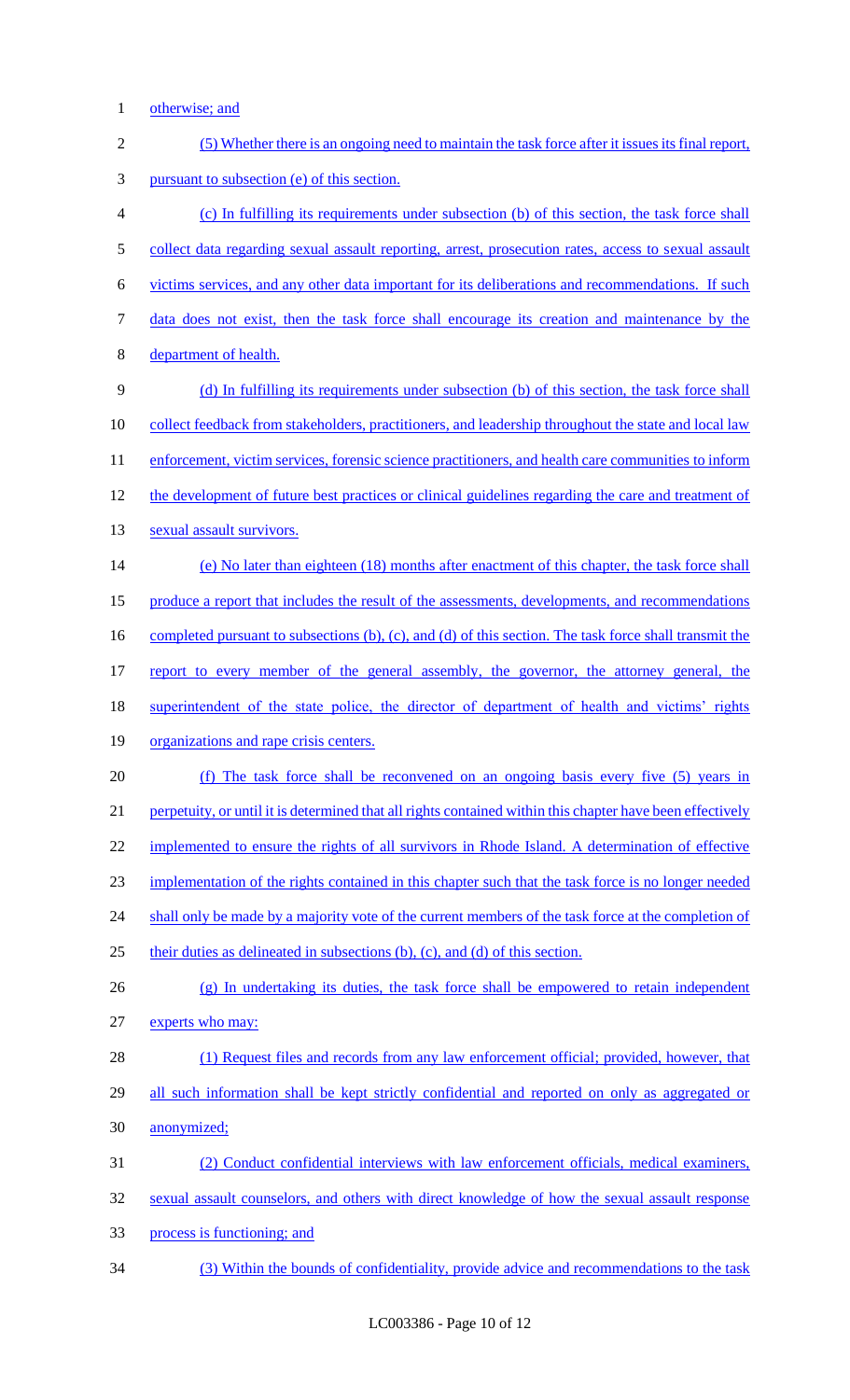otherwise; and

(5) Whether there is an ongoing need to maintain the task force after it issues its final report, pursuant to subsection (e) of this section.

(c) In fulfilling its requirements under subsection (b) of this section, the task force shall collect data regarding sexual assault reporting, arrest, prosecution rates, access to sexual assault victims services, and any other data important for its deliberations and recommendations. If such data does not exist, then the task force shall encourage its creation and maintenance by the department of health.

(d) In fulfilling its requirements under subsection (b) of this section, the task force shall collect feedback from stakeholders, practitioners, and leadership throughout the state and local law enforcement, victim services, forensic science practitioners, and health care communities to inform the development of future best practices or clinical guidelines regarding the care and treatment of sexual assault survivors.

(e) No later than eighteen (18) months after enactment of this chapter, the task force shall produce a report that includes the result of the assessments, developments, and recommendations completed pursuant to subsections (b), (c), and (d) of this section. The task force shall transmit the report to every member of the general assembly, the governor, the attorney general, the superintendent of the state police, the director of department of health and victims' rights organizations and rape crisis centers.

(f) The task force shall be reconvened on an ongoing basis every five (5) years in perpetuity, or until it is determined that all rights contained within this chapter have been effectively implemented to ensure the rights of all survivors in Rhode Island. A determination of effective implementation of the rights contained in this chapter such that the task force is no longer needed shall only be made by a majority vote of the current members of the task force at the completion of their duties as delineated in subsections (b), (c), and (d) of this section.

(g) In undertaking its duties, the task force shall be empowered to retain independent experts who may:

(1) Request files and records from any law enforcement official; provided, however, that all such information shall be kept strictly confidential and reported on only as aggregated or anonymized;

(2) Conduct confidential interviews with law enforcement officials, medical examiners, sexual assault counselors, and others with direct knowledge of how the sexual assault response process is functioning; and

(3) Within the bounds of confidentiality, provide advice and recommendations to the task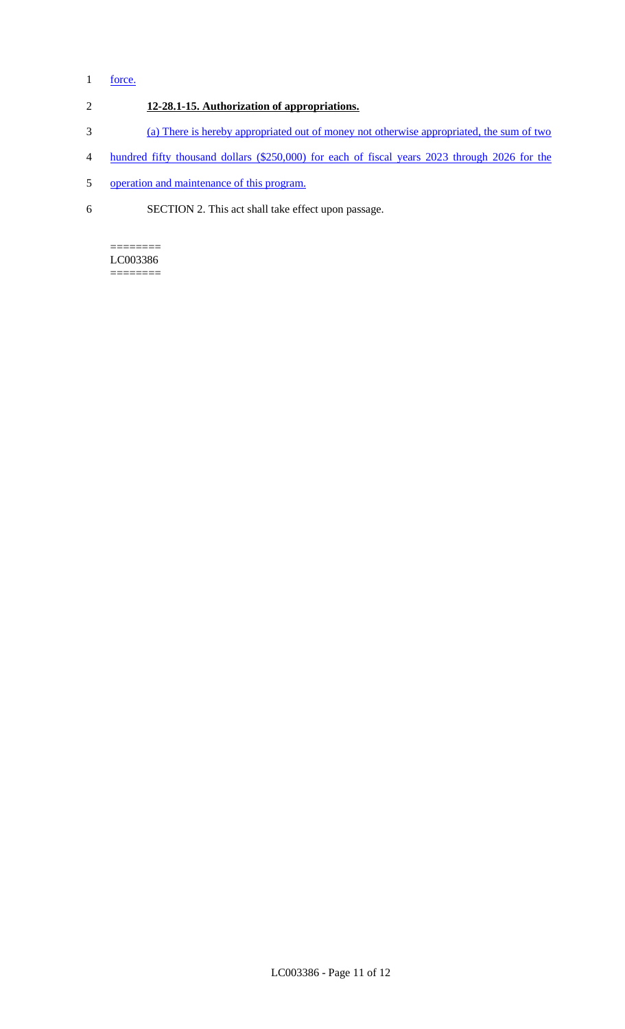force.

**12-28.1-15. Authorization of appropriations.**

(a) There is hereby appropriated out of money not otherwise appropriated, the sum of two hundred fifty thousand dollars ($250,000) for each of fiscal years 2023 through 2026 for the operation and maintenance of this program.

SECTION 2. This act shall take effect upon passage.

========
LC003386
========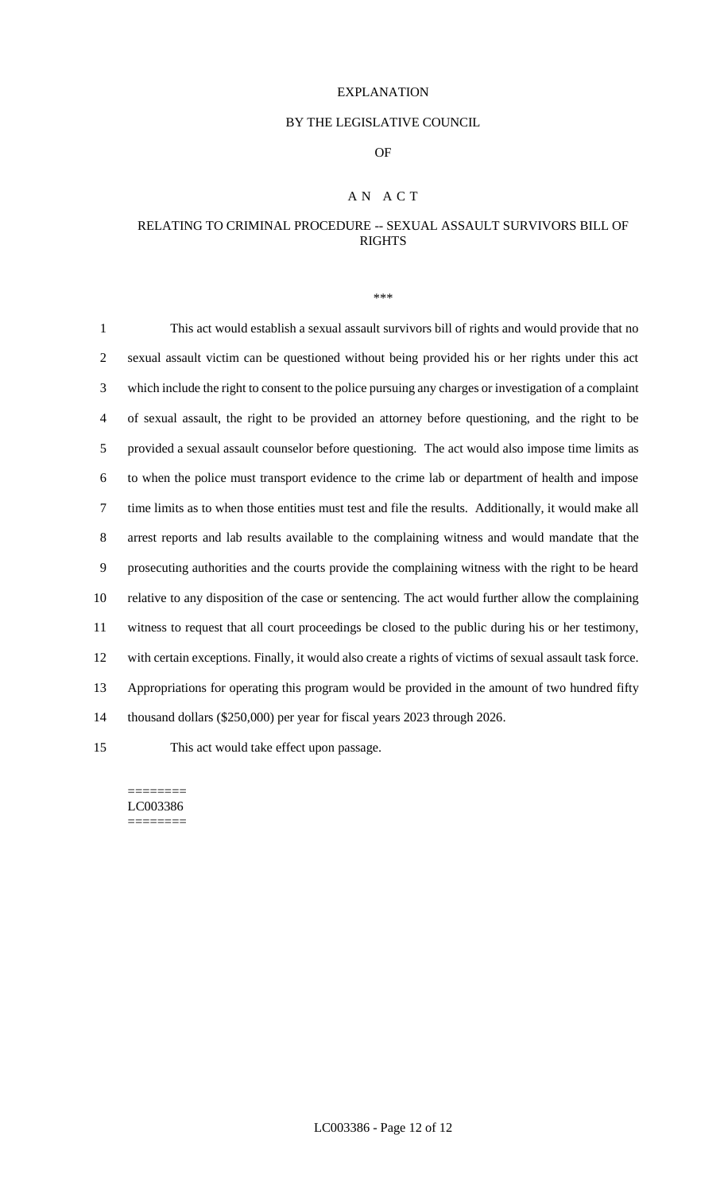EXPLANATION

BY THE LEGISLATIVE COUNCIL

OF

# A N A C T

## RELATING TO CRIMINAL PROCEDURE -- SEXUAL ASSAULT SURVIVORS BILL OF RIGHTS

\*\*\*

This act would establish a sexual assault survivors bill of rights and would provide that no sexual assault victim can be questioned without being provided his or her rights under this act which include the right to consent to the police pursuing any charges or investigation of a complaint of sexual assault, the right to be provided an attorney before questioning, and the right to be provided a sexual assault counselor before questioning. The act would also impose time limits as to when the police must transport evidence to the crime lab or department of health and impose time limits as to when those entities must test and file the results. Additionally, it would make all arrest reports and lab results available to the complaining witness and would mandate that the prosecuting authorities and the courts provide the complaining witness with the right to be heard relative to any disposition of the case or sentencing. The act would further allow the complaining witness to request that all court proceedings be closed to the public during his or her testimony, with certain exceptions. Finally, it would also create a rights of victims of sexual assault task force. Appropriations for operating this program would be provided in the amount of two hundred fifty thousand dollars ($250,000) per year for fiscal years 2023 through 2026.

This act would take effect upon passage.

========
LC003386
========